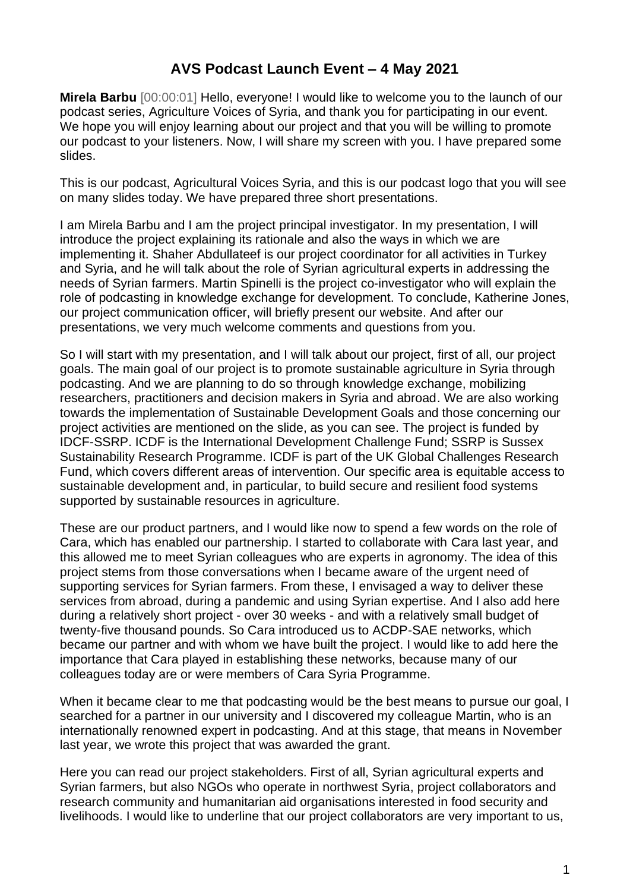# AVS Podcast Launch Event – 4 May 2021

**Mirela Barbu** [00:00:01] Hello, everyone! I would like to welcome you to the launch of our podcast series, Agriculture Voices of Syria, and thank you for participating in our event. We hope you will enjoy learning about our project and that you will be willing to promote our podcast to your listeners. Now, I will share my screen with you. I have prepared some slides.

This is our podcast, Agricultural Voices Syria, and this is our podcast logo that you will see on many slides today. We have prepared three short presentations.

I am Mirela Barbu and I am the project principal investigator. In my presentation, I will introduce the project explaining its rationale and also the ways in which we are implementing it. Shaher Abdullateef is our project coordinator for all activities in Turkey and Syria, and he will talk about the role of Syrian agricultural experts in addressing the needs of Syrian farmers. Martin Spinelli is the project co-investigator who will explain the role of podcasting in knowledge exchange for development. To conclude, Katherine Jones, our project communication officer, will briefly present our website. And after our presentations, we very much welcome comments and questions from you.

So I will start with my presentation, and I will talk about our project, first of all, our project goals. The main goal of our project is to promote sustainable agriculture in Syria through podcasting. And we are planning to do so through knowledge exchange, mobilizing researchers, practitioners and decision makers in Syria and abroad. We are also working towards the implementation of Sustainable Development Goals and those concerning our project activities are mentioned on the slide, as you can see. The project is funded by IDCF-SSRP. ICDF is the International Development Challenge Fund; SSRP is Sussex Sustainability Research Programme. ICDF is part of the UK Global Challenges Research Fund, which covers different areas of intervention. Our specific area is equitable access to sustainable development and, in particular, to build secure and resilient food systems supported by sustainable resources in agriculture.

These are our product partners, and I would like now to spend a few words on the role of Cara, which has enabled our partnership. I started to collaborate with Cara last year, and this allowed me to meet Syrian colleagues who are experts in agronomy. The idea of this project stems from those conversations when I became aware of the urgent need of supporting services for Syrian farmers. From these, I envisaged a way to deliver these services from abroad, during a pandemic and using Syrian expertise. And I also add here during a relatively short project - over 30 weeks - and with a relatively small budget of twenty-five thousand pounds. So Cara introduced us to ACDP-SAE networks, which became our partner and with whom we have built the project. I would like to add here the importance that Cara played in establishing these networks, because many of our colleagues today are or were members of Cara Syria Programme.

When it became clear to me that podcasting would be the best means to pursue our goal, I searched for a partner in our university and I discovered my colleague Martin, who is an internationally renowned expert in podcasting. And at this stage, that means in November last year, we wrote this project that was awarded the grant.

Here you can read our project stakeholders. First of all, Syrian agricultural experts and Syrian farmers, but also NGOs who operate in northwest Syria, project collaborators and research community and humanitarian aid organisations interested in food security and livelihoods. I would like to underline that our project collaborators are very important to us,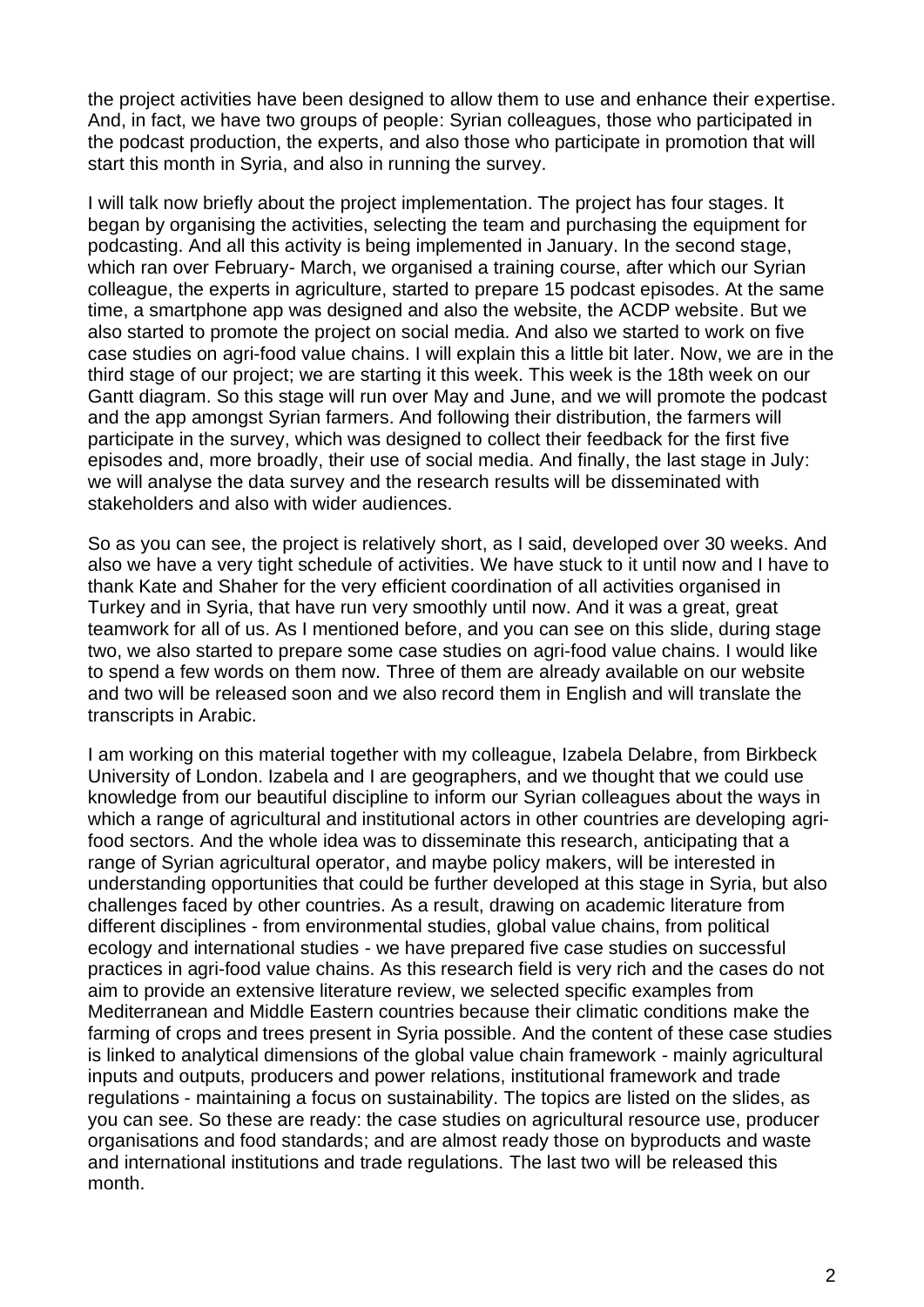the project activities have been designed to allow them to use and enhance their expertise. And, in fact, we have two groups of people: Syrian colleagues, those who participated in the podcast production, the experts, and also those who participate in promotion that will start this month in Syria, and also in running the survey.

I will talk now briefly about the project implementation. The project has four stages. It began by organising the activities, selecting the team and purchasing the equipment for podcasting. And all this activity is being implemented in January. In the second stage, which ran over February- March, we organised a training course, after which our Syrian colleague, the experts in agriculture, started to prepare 15 podcast episodes. At the same time, a smartphone app was designed and also the website, the ACDP website. But we also started to promote the project on social media. And also we started to work on five case studies on agri-food value chains. I will explain this a little bit later. Now, we are in the third stage of our project; we are starting it this week. This week is the 18th week on our Gantt diagram. So this stage will run over May and June, and we will promote the podcast and the app amongst Syrian farmers. And following their distribution, the farmers will participate in the survey, which was designed to collect their feedback for the first five episodes and, more broadly, their use of social media. And finally, the last stage in July: we will analyse the data survey and the research results will be disseminated with stakeholders and also with wider audiences.

So as you can see, the project is relatively short, as I said, developed over 30 weeks. And also we have a very tight schedule of activities. We have stuck to it until now and I have to thank Kate and Shaher for the very efficient coordination of all activities organised in Turkey and in Syria, that have run very smoothly until now. And it was a great, great teamwork for all of us. As I mentioned before, and you can see on this slide, during stage two, we also started to prepare some case studies on agri-food value chains. I would like to spend a few words on them now. Three of them are already available on our website and two will be released soon and we also record them in English and will translate the transcripts in Arabic.

I am working on this material together with my colleague, Izabela Delabre, from Birkbeck University of London. Izabela and I are geographers, and we thought that we could use knowledge from our beautiful discipline to inform our Syrian colleagues about the ways in which a range of agricultural and institutional actors in other countries are developing agri-food sectors. And the whole idea was to disseminate this research, anticipating that a range of Syrian agricultural operator, and maybe policy makers, will be interested in understanding opportunities that could be further developed at this stage in Syria, but also challenges faced by other countries. As a result, drawing on academic literature from different disciplines - from environmental studies, global value chains, from political ecology and international studies - we have prepared five case studies on successful practices in agri-food value chains. As this research field is very rich and the cases do not aim to provide an extensive literature review, we selected specific examples from Mediterranean and Middle Eastern countries because their climatic conditions make the farming of crops and trees present in Syria possible. And the content of these case studies is linked to analytical dimensions of the global value chain framework - mainly agricultural inputs and outputs, producers and power relations, institutional framework and trade regulations - maintaining a focus on sustainability. The topics are listed on the slides, as you can see. So these are ready: the case studies on agricultural resource use, producer organisations and food standards; and are almost ready those on byproducts and waste and international institutions and trade regulations. The last two will be released this month.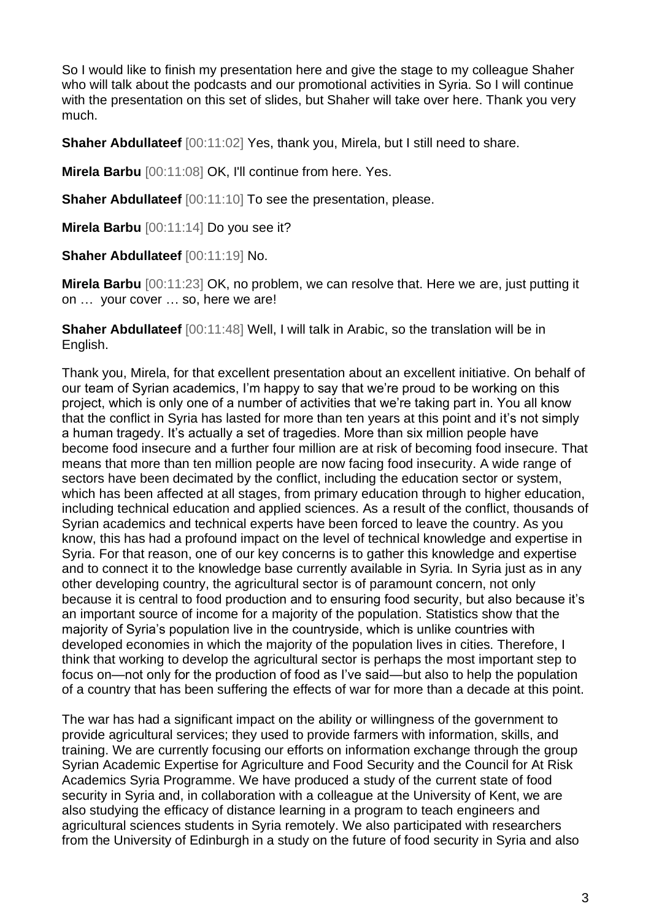So I would like to finish my presentation here and give the stage to my colleague Shaher who will talk about the podcasts and our promotional activities in Syria. So I will continue with the presentation on this set of slides, but Shaher will take over here. Thank you very much.

**Shaher Abdullateef** [00:11:02] Yes, thank you, Mirela, but I still need to share.

**Mirela Barbu** [00:11:08] OK, I'll continue from here. Yes.

**Shaher Abdullateef** [00:11:10] To see the presentation, please.

**Mirela Barbu** [00:11:14] Do you see it?

**Shaher Abdullateef** [00:11:19] No.

**Mirela Barbu** [00:11:23] OK, no problem, we can resolve that. Here we are, just putting it on … your cover … so, here we are!

**Shaher Abdullateef** [00:11:48] Well, I will talk in Arabic, so the translation will be in English.

Thank you, Mirela, for that excellent presentation about an excellent initiative. On behalf of our team of Syrian academics, I'm happy to say that we're proud to be working on this project, which is only one of a number of activities that we're taking part in. You all know that the conflict in Syria has lasted for more than ten years at this point and it's not simply a human tragedy. It's actually a set of tragedies. More than six million people have become food insecure and a further four million are at risk of becoming food insecure. That means that more than ten million people are now facing food insecurity. A wide range of sectors have been decimated by the conflict, including the education sector or system, which has been affected at all stages, from primary education through to higher education, including technical education and applied sciences. As a result of the conflict, thousands of Syrian academics and technical experts have been forced to leave the country. As you know, this has had a profound impact on the level of technical knowledge and expertise in Syria. For that reason, one of our key concerns is to gather this knowledge and expertise and to connect it to the knowledge base currently available in Syria. In Syria just as in any other developing country, the agricultural sector is of paramount concern, not only because it is central to food production and to ensuring food security, but also because it's an important source of income for a majority of the population. Statistics show that the majority of Syria's population live in the countryside, which is unlike countries with developed economies in which the majority of the population lives in cities. Therefore, I think that working to develop the agricultural sector is perhaps the most important step to focus on—not only for the production of food as I've said—but also to help the population of a country that has been suffering the effects of war for more than a decade at this point.

The war has had a significant impact on the ability or willingness of the government to provide agricultural services; they used to provide farmers with information, skills, and training. We are currently focusing our efforts on information exchange through the group Syrian Academic Expertise for Agriculture and Food Security and the Council for At Risk Academics Syria Programme. We have produced a study of the current state of food security in Syria and, in collaboration with a colleague at the University of Kent, we are also studying the efficacy of distance learning in a program to teach engineers and agricultural sciences students in Syria remotely. We also participated with researchers from the University of Edinburgh in a study on the future of food security in Syria and also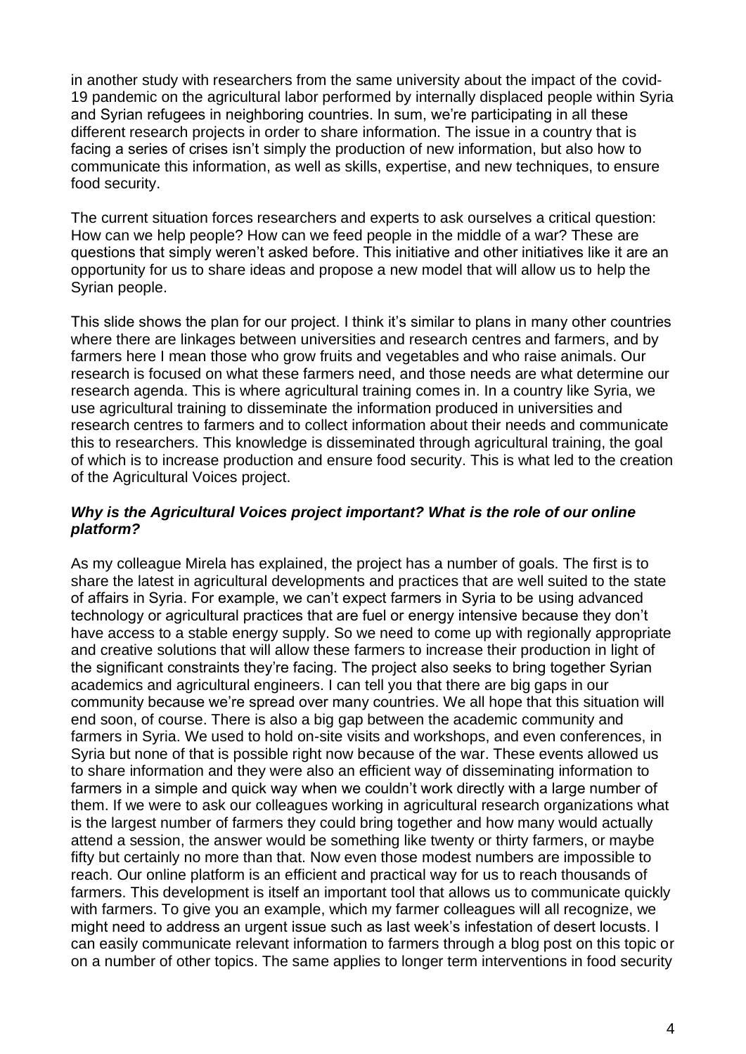in another study with researchers from the same university about the impact of the covid-19 pandemic on the agricultural labor performed by internally displaced people within Syria and Syrian refugees in neighboring countries. In sum, we're participating in all these different research projects in order to share information. The issue in a country that is facing a series of crises isn't simply the production of new information, but also how to communicate this information, as well as skills, expertise, and new techniques, to ensure food security.

The current situation forces researchers and experts to ask ourselves a critical question: How can we help people? How can we feed people in the middle of a war? These are questions that simply weren't asked before. This initiative and other initiatives like it are an opportunity for us to share ideas and propose a new model that will allow us to help the Syrian people.

This slide shows the plan for our project. I think it's similar to plans in many other countries where there are linkages between universities and research centres and farmers, and by farmers here I mean those who grow fruits and vegetables and who raise animals. Our research is focused on what these farmers need, and those needs are what determine our research agenda. This is where agricultural training comes in. In a country like Syria, we use agricultural training to disseminate the information produced in universities and research centres to farmers and to collect information about their needs and communicate this to researchers. This knowledge is disseminated through agricultural training, the goal of which is to increase production and ensure food security. This is what led to the creation of the Agricultural Voices project.

***Why is the Agricultural Voices project important? What is the role of our online platform?***

As my colleague Mirela has explained, the project has a number of goals. The first is to share the latest in agricultural developments and practices that are well suited to the state of affairs in Syria. For example, we can't expect farmers in Syria to be using advanced technology or agricultural practices that are fuel or energy intensive because they don't have access to a stable energy supply. So we need to come up with regionally appropriate and creative solutions that will allow these farmers to increase their production in light of the significant constraints they're facing. The project also seeks to bring together Syrian academics and agricultural engineers. I can tell you that there are big gaps in our community because we're spread over many countries. We all hope that this situation will end soon, of course. There is also a big gap between the academic community and farmers in Syria. We used to hold on-site visits and workshops, and even conferences, in Syria but none of that is possible right now because of the war. These events allowed us to share information and they were also an efficient way of disseminating information to farmers in a simple and quick way when we couldn't work directly with a large number of them. If we were to ask our colleagues working in agricultural research organizations what is the largest number of farmers they could bring together and how many would actually attend a session, the answer would be something like twenty or thirty farmers, or maybe fifty but certainly no more than that. Now even those modest numbers are impossible to reach. Our online platform is an efficient and practical way for us to reach thousands of farmers. This development is itself an important tool that allows us to communicate quickly with farmers. To give you an example, which my farmer colleagues will all recognize, we might need to address an urgent issue such as last week's infestation of desert locusts. I can easily communicate relevant information to farmers through a blog post on this topic or on a number of other topics. The same applies to longer term interventions in food security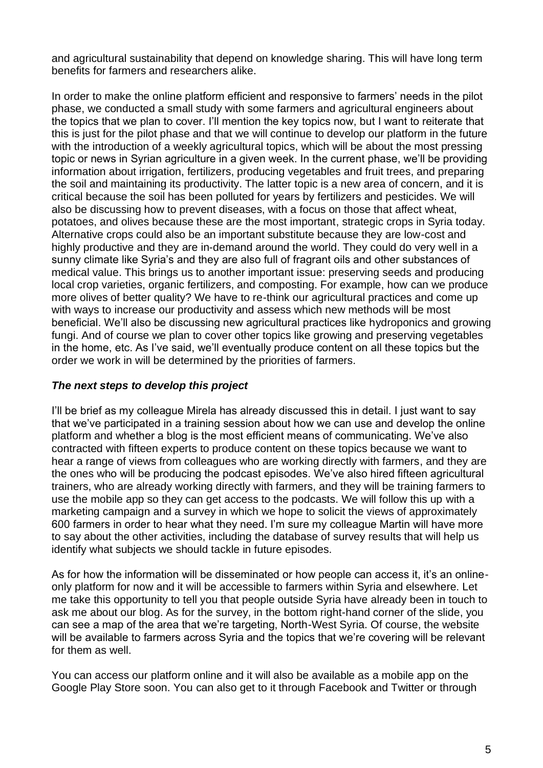and agricultural sustainability that depend on knowledge sharing. This will have long term benefits for farmers and researchers alike.

In order to make the online platform efficient and responsive to farmers' needs in the pilot phase, we conducted a small study with some farmers and agricultural engineers about the topics that we plan to cover. I'll mention the key topics now, but I want to reiterate that this is just for the pilot phase and that we will continue to develop our platform in the future with the introduction of a weekly agricultural topics, which will be about the most pressing topic or news in Syrian agriculture in a given week. In the current phase, we'll be providing information about irrigation, fertilizers, producing vegetables and fruit trees, and preparing the soil and maintaining its productivity. The latter topic is a new area of concern, and it is critical because the soil has been polluted for years by fertilizers and pesticides. We will also be discussing how to prevent diseases, with a focus on those that affect wheat, potatoes, and olives because these are the most important, strategic crops in Syria today. Alternative crops could also be an important substitute because they are low-cost and highly productive and they are in-demand around the world. They could do very well in a sunny climate like Syria's and they are also full of fragrant oils and other substances of medical value. This brings us to another important issue: preserving seeds and producing local crop varieties, organic fertilizers, and composting. For example, how can we produce more olives of better quality? We have to re-think our agricultural practices and come up with ways to increase our productivity and assess which new methods will be most beneficial. We'll also be discussing new agricultural practices like hydroponics and growing fungi. And of course we plan to cover other topics like growing and preserving vegetables in the home, etc. As I've said, we'll eventually produce content on all these topics but the order we work in will be determined by the priorities of farmers.

### *The next steps to develop this project*

I'll be brief as my colleague Mirela has already discussed this in detail. I just want to say that we've participated in a training session about how we can use and develop the online platform and whether a blog is the most efficient means of communicating. We've also contracted with fifteen experts to produce content on these topics because we want to hear a range of views from colleagues who are working directly with farmers, and they are the ones who will be producing the podcast episodes. We've also hired fifteen agricultural trainers, who are already working directly with farmers, and they will be training farmers to use the mobile app so they can get access to the podcasts. We will follow this up with a marketing campaign and a survey in which we hope to solicit the views of approximately 600 farmers in order to hear what they need. I'm sure my colleague Martin will have more to say about the other activities, including the database of survey results that will help us identify what subjects we should tackle in future episodes.

As for how the information will be disseminated or how people can access it, it's an online-only platform for now and it will be accessible to farmers within Syria and elsewhere. Let me take this opportunity to tell you that people outside Syria have already been in touch to ask me about our blog. As for the survey, in the bottom right-hand corner of the slide, you can see a map of the area that we're targeting, North-West Syria. Of course, the website will be available to farmers across Syria and the topics that we're covering will be relevant for them as well.

You can access our platform online and it will also be available as a mobile app on the Google Play Store soon. You can also get to it through Facebook and Twitter or through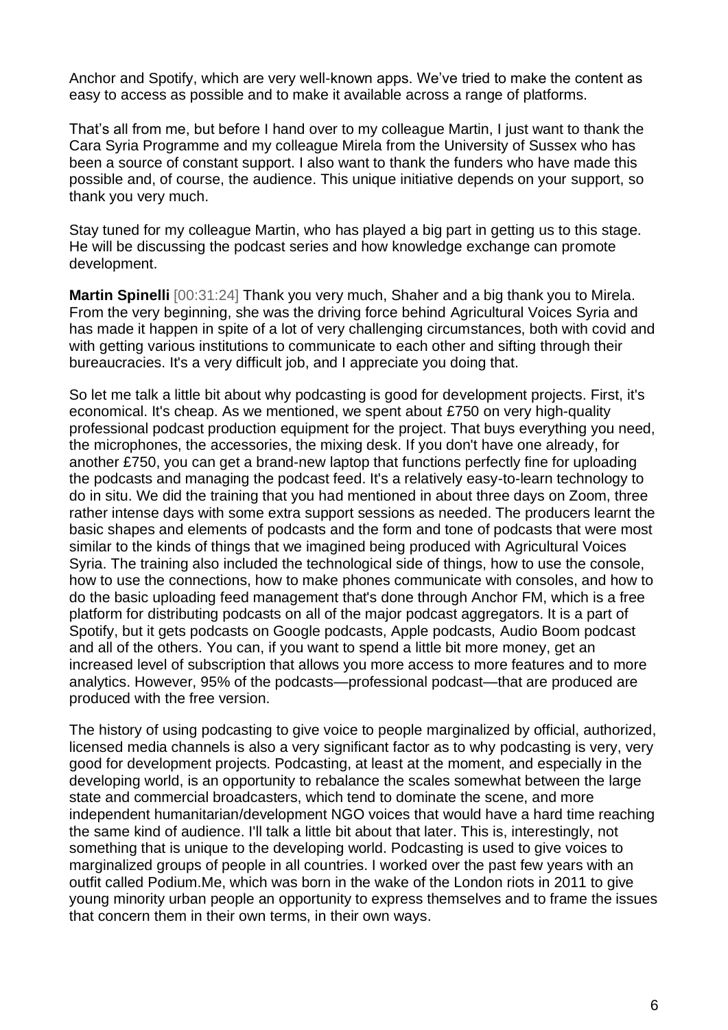Anchor and Spotify, which are very well-known apps. We've tried to make the content as easy to access as possible and to make it available across a range of platforms.

That's all from me, but before I hand over to my colleague Martin, I just want to thank the Cara Syria Programme and my colleague Mirela from the University of Sussex who has been a source of constant support. I also want to thank the funders who have made this possible and, of course, the audience. This unique initiative depends on your support, so thank you very much.

Stay tuned for my colleague Martin, who has played a big part in getting us to this stage. He will be discussing the podcast series and how knowledge exchange can promote development.

**Martin Spinelli** [00:31:24] Thank you very much, Shaher and a big thank you to Mirela. From the very beginning, she was the driving force behind Agricultural Voices Syria and has made it happen in spite of a lot of very challenging circumstances, both with covid and with getting various institutions to communicate to each other and sifting through their bureaucracies. It's a very difficult job, and I appreciate you doing that.

So let me talk a little bit about why podcasting is good for development projects. First, it's economical. It's cheap. As we mentioned, we spent about £750 on very high-quality professional podcast production equipment for the project. That buys everything you need, the microphones, the accessories, the mixing desk. If you don't have one already, for another £750, you can get a brand-new laptop that functions perfectly fine for uploading the podcasts and managing the podcast feed. It's a relatively easy-to-learn technology to do in situ. We did the training that you had mentioned in about three days on Zoom, three rather intense days with some extra support sessions as needed. The producers learnt the basic shapes and elements of podcasts and the form and tone of podcasts that were most similar to the kinds of things that we imagined being produced with Agricultural Voices Syria. The training also included the technological side of things, how to use the console, how to use the connections, how to make phones communicate with consoles, and how to do the basic uploading feed management that's done through Anchor FM, which is a free platform for distributing podcasts on all of the major podcast aggregators. It is a part of Spotify, but it gets podcasts on Google podcasts, Apple podcasts, Audio Boom podcast and all of the others. You can, if you want to spend a little bit more money, get an increased level of subscription that allows you more access to more features and to more analytics. However, 95% of the podcasts—professional podcast—that are produced are produced with the free version.

The history of using podcasting to give voice to people marginalized by official, authorized, licensed media channels is also a very significant factor as to why podcasting is very, very good for development projects. Podcasting, at least at the moment, and especially in the developing world, is an opportunity to rebalance the scales somewhat between the large state and commercial broadcasters, which tend to dominate the scene, and more independent humanitarian/development NGO voices that would have a hard time reaching the same kind of audience. I'll talk a little bit about that later. This is, interestingly, not something that is unique to the developing world. Podcasting is used to give voices to marginalized groups of people in all countries. I worked over the past few years with an outfit called Podium.Me, which was born in the wake of the London riots in 2011 to give young minority urban people an opportunity to express themselves and to frame the issues that concern them in their own terms, in their own ways.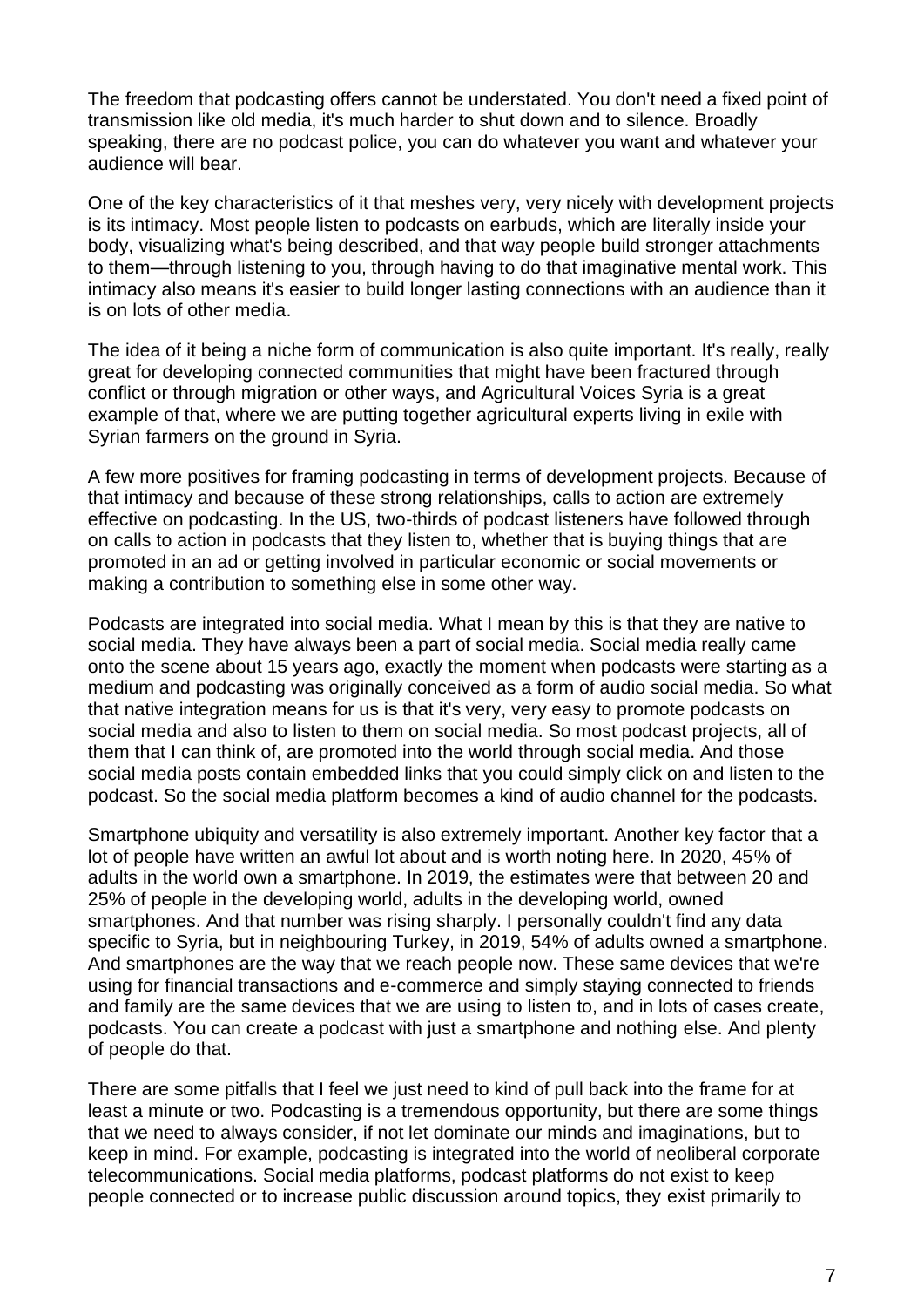The freedom that podcasting offers cannot be understated. You don't need a fixed point of transmission like old media, it's much harder to shut down and to silence. Broadly speaking, there are no podcast police, you can do whatever you want and whatever your audience will bear.

One of the key characteristics of it that meshes very, very nicely with development projects is its intimacy. Most people listen to podcasts on earbuds, which are literally inside your body, visualizing what's being described, and that way people build stronger attachments to them—through listening to you, through having to do that imaginative mental work. This intimacy also means it's easier to build longer lasting connections with an audience than it is on lots of other media.

The idea of it being a niche form of communication is also quite important. It's really, really great for developing connected communities that might have been fractured through conflict or through migration or other ways, and Agricultural Voices Syria is a great example of that, where we are putting together agricultural experts living in exile with Syrian farmers on the ground in Syria.

A few more positives for framing podcasting in terms of development projects. Because of that intimacy and because of these strong relationships, calls to action are extremely effective on podcasting. In the US, two-thirds of podcast listeners have followed through on calls to action in podcasts that they listen to, whether that is buying things that are promoted in an ad or getting involved in particular economic or social movements or making a contribution to something else in some other way.

Podcasts are integrated into social media. What I mean by this is that they are native to social media. They have always been a part of social media. Social media really came onto the scene about 15 years ago, exactly the moment when podcasts were starting as a medium and podcasting was originally conceived as a form of audio social media. So what that native integration means for us is that it's very, very easy to promote podcasts on social media and also to listen to them on social media. So most podcast projects, all of them that I can think of, are promoted into the world through social media. And those social media posts contain embedded links that you could simply click on and listen to the podcast. So the social media platform becomes a kind of audio channel for the podcasts.

Smartphone ubiquity and versatility is also extremely important. Another key factor that a lot of people have written an awful lot about and is worth noting here. In 2020, 45% of adults in the world own a smartphone. In 2019, the estimates were that between 20 and 25% of people in the developing world, adults in the developing world, owned smartphones. And that number was rising sharply. I personally couldn't find any data specific to Syria, but in neighbouring Turkey, in 2019, 54% of adults owned a smartphone. And smartphones are the way that we reach people now. These same devices that we're using for financial transactions and e-commerce and simply staying connected to friends and family are the same devices that we are using to listen to, and in lots of cases create, podcasts. You can create a podcast with just a smartphone and nothing else. And plenty of people do that.

There are some pitfalls that I feel we just need to kind of pull back into the frame for at least a minute or two. Podcasting is a tremendous opportunity, but there are some things that we need to always consider, if not let dominate our minds and imaginations, but to keep in mind. For example, podcasting is integrated into the world of neoliberal corporate telecommunications. Social media platforms, podcast platforms do not exist to keep people connected or to increase public discussion around topics, they exist primarily to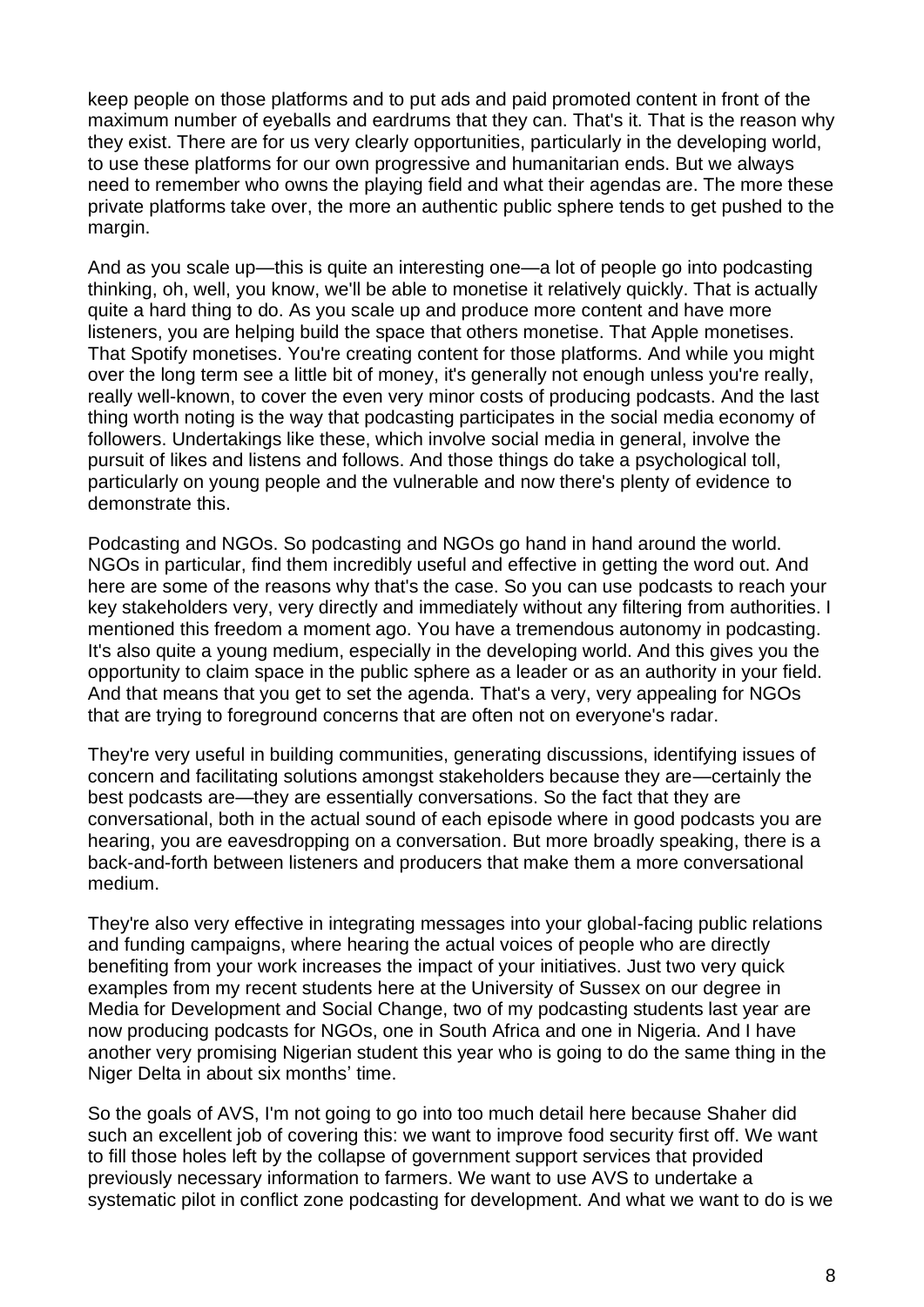keep people on those platforms and to put ads and paid promoted content in front of the maximum number of eyeballs and eardrums that they can. That's it. That is the reason why they exist. There are for us very clearly opportunities, particularly in the developing world, to use these platforms for our own progressive and humanitarian ends. But we always need to remember who owns the playing field and what their agendas are. The more these private platforms take over, the more an authentic public sphere tends to get pushed to the margin.

And as you scale up—this is quite an interesting one—a lot of people go into podcasting thinking, oh, well, you know, we'll be able to monetise it relatively quickly. That is actually quite a hard thing to do. As you scale up and produce more content and have more listeners, you are helping build the space that others monetise. That Apple monetises. That Spotify monetises. You're creating content for those platforms. And while you might over the long term see a little bit of money, it's generally not enough unless you're really, really well-known, to cover the even very minor costs of producing podcasts. And the last thing worth noting is the way that podcasting participates in the social media economy of followers. Undertakings like these, which involve social media in general, involve the pursuit of likes and listens and follows. And those things do take a psychological toll, particularly on young people and the vulnerable and now there's plenty of evidence to demonstrate this.

Podcasting and NGOs. So podcasting and NGOs go hand in hand around the world. NGOs in particular, find them incredibly useful and effective in getting the word out. And here are some of the reasons why that's the case. So you can use podcasts to reach your key stakeholders very, very directly and immediately without any filtering from authorities. I mentioned this freedom a moment ago. You have a tremendous autonomy in podcasting. It's also quite a young medium, especially in the developing world. And this gives you the opportunity to claim space in the public sphere as a leader or as an authority in your field. And that means that you get to set the agenda. That's a very, very appealing for NGOs that are trying to foreground concerns that are often not on everyone's radar.

They're very useful in building communities, generating discussions, identifying issues of concern and facilitating solutions amongst stakeholders because they are—certainly the best podcasts are—they are essentially conversations. So the fact that they are conversational, both in the actual sound of each episode where in good podcasts you are hearing, you are eavesdropping on a conversation. But more broadly speaking, there is a back-and-forth between listeners and producers that make them a more conversational medium.

They're also very effective in integrating messages into your global-facing public relations and funding campaigns, where hearing the actual voices of people who are directly benefiting from your work increases the impact of your initiatives. Just two very quick examples from my recent students here at the University of Sussex on our degree in Media for Development and Social Change, two of my podcasting students last year are now producing podcasts for NGOs, one in South Africa and one in Nigeria. And I have another very promising Nigerian student this year who is going to do the same thing in the Niger Delta in about six months' time.

So the goals of AVS, I'm not going to go into too much detail here because Shaher did such an excellent job of covering this: we want to improve food security first off. We want to fill those holes left by the collapse of government support services that provided previously necessary information to farmers. We want to use AVS to undertake a systematic pilot in conflict zone podcasting for development. And what we want to do is we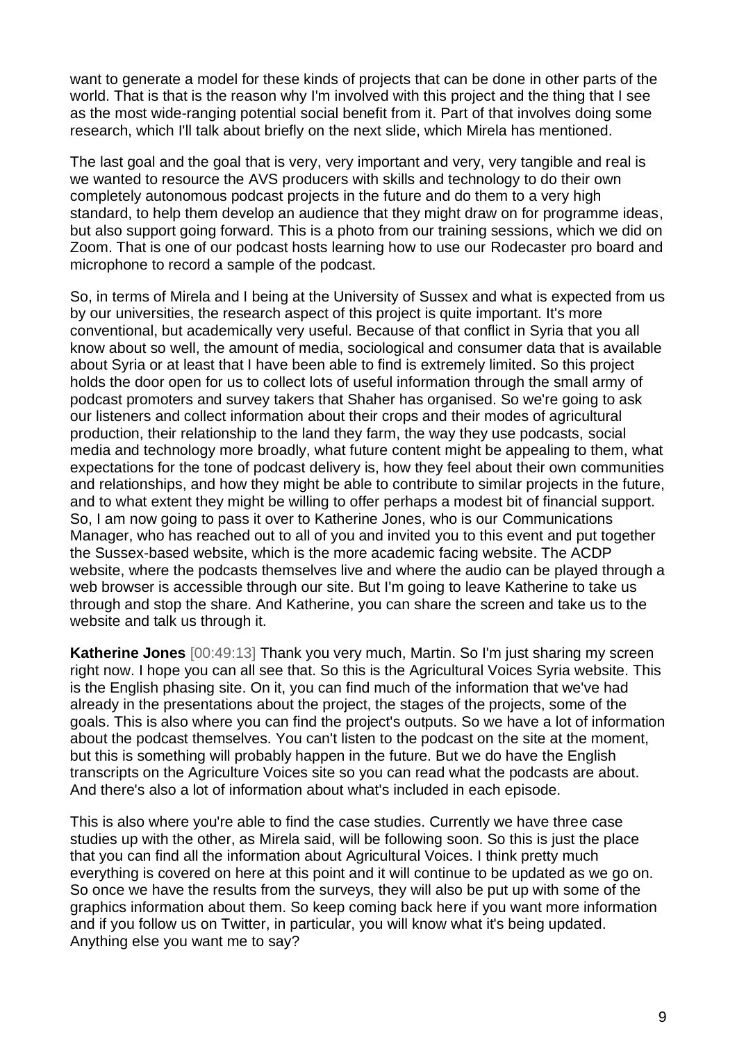want to generate a model for these kinds of projects that can be done in other parts of the world. That is that is the reason why I'm involved with this project and the thing that I see as the most wide-ranging potential social benefit from it. Part of that involves doing some research, which I'll talk about briefly on the next slide, which Mirela has mentioned.

The last goal and the goal that is very, very important and very, very tangible and real is we wanted to resource the AVS producers with skills and technology to do their own completely autonomous podcast projects in the future and do them to a very high standard, to help them develop an audience that they might draw on for programme ideas, but also support going forward. This is a photo from our training sessions, which we did on Zoom. That is one of our podcast hosts learning how to use our Rodecaster pro board and microphone to record a sample of the podcast.

So, in terms of Mirela and I being at the University of Sussex and what is expected from us by our universities, the research aspect of this project is quite important. It's more conventional, but academically very useful. Because of that conflict in Syria that you all know about so well, the amount of media, sociological and consumer data that is available about Syria or at least that I have been able to find is extremely limited. So this project holds the door open for us to collect lots of useful information through the small army of podcast promoters and survey takers that Shaher has organised. So we're going to ask our listeners and collect information about their crops and their modes of agricultural production, their relationship to the land they farm, the way they use podcasts, social media and technology more broadly, what future content might be appealing to them, what expectations for the tone of podcast delivery is, how they feel about their own communities and relationships, and how they might be able to contribute to similar projects in the future, and to what extent they might be willing to offer perhaps a modest bit of financial support. So, I am now going to pass it over to Katherine Jones, who is our Communications Manager, who has reached out to all of you and invited you to this event and put together the Sussex-based website, which is the more academic facing website. The ACDP website, where the podcasts themselves live and where the audio can be played through a web browser is accessible through our site. But I'm going to leave Katherine to take us through and stop the share. And Katherine, you can share the screen and take us to the website and talk us through it.

**Katherine Jones** [00:49:13] Thank you very much, Martin. So I'm just sharing my screen right now. I hope you can all see that. So this is the Agricultural Voices Syria website. This is the English phasing site. On it, you can find much of the information that we've had already in the presentations about the project, the stages of the projects, some of the goals. This is also where you can find the project's outputs. So we have a lot of information about the podcast themselves. You can't listen to the podcast on the site at the moment, but this is something will probably happen in the future. But we do have the English transcripts on the Agriculture Voices site so you can read what the podcasts are about. And there's also a lot of information about what's included in each episode.

This is also where you're able to find the case studies. Currently we have three case studies up with the other, as Mirela said, will be following soon. So this is just the place that you can find all the information about Agricultural Voices. I think pretty much everything is covered on here at this point and it will continue to be updated as we go on. So once we have the results from the surveys, they will also be put up with some of the graphics information about them. So keep coming back here if you want more information and if you follow us on Twitter, in particular, you will know what it's being updated. Anything else you want me to say?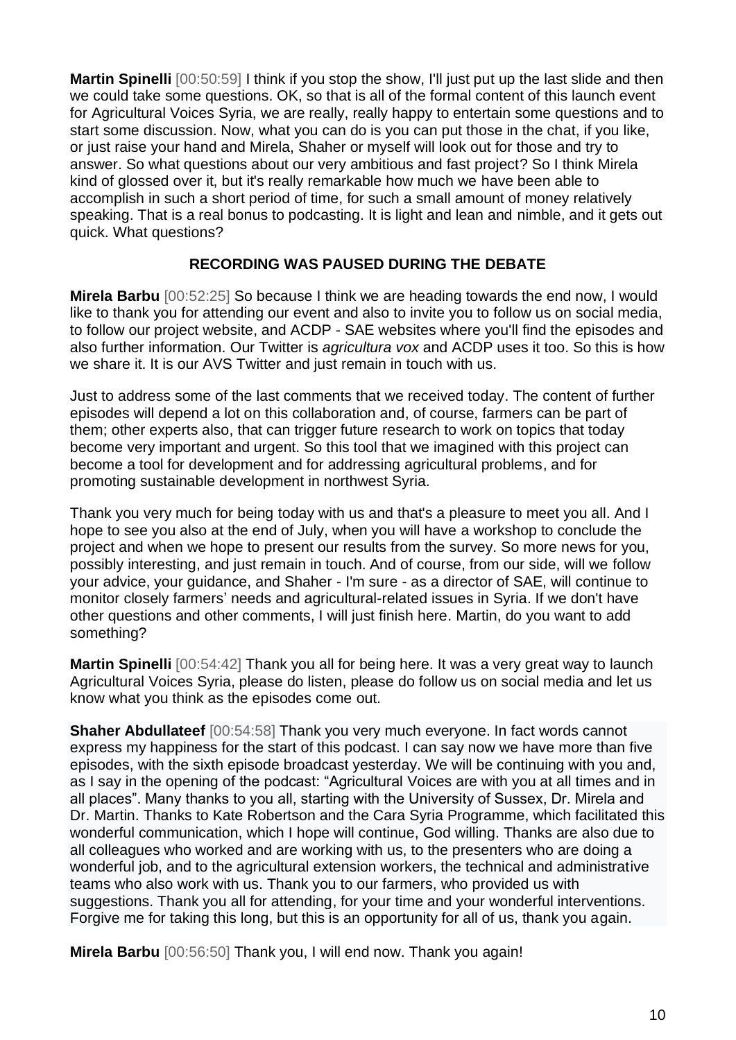**Martin Spinelli** [00:50:59] I think if you stop the show, I'll just put up the last slide and then we could take some questions. OK, so that is all of the formal content of this launch event for Agricultural Voices Syria, we are really, really happy to entertain some questions and to start some discussion. Now, what you can do is you can put those in the chat, if you like, or just raise your hand and Mirela, Shaher or myself will look out for those and try to answer. So what questions about our very ambitious and fast project? So I think Mirela kind of glossed over it, but it's really remarkable how much we have been able to accomplish in such a short period of time, for such a small amount of money relatively speaking. That is a real bonus to podcasting. It is light and lean and nimble, and it gets out quick. What questions?

**RECORDING WAS PAUSED DURING THE DEBATE**

**Mirela Barbu** [00:52:25] So because I think we are heading towards the end now, I would like to thank you for attending our event and also to invite you to follow us on social media, to follow our project website, and ACDP - SAE websites where you'll find the episodes and also further information. Our Twitter is *agricultura vox* and ACDP uses it too. So this is how we share it. It is our AVS Twitter and just remain in touch with us.

Just to address some of the last comments that we received today. The content of further episodes will depend a lot on this collaboration and, of course, farmers can be part of them; other experts also, that can trigger future research to work on topics that today become very important and urgent. So this tool that we imagined with this project can become a tool for development and for addressing agricultural problems, and for promoting sustainable development in northwest Syria.

Thank you very much for being today with us and that's a pleasure to meet you all. And I hope to see you also at the end of July, when you will have a workshop to conclude the project and when we hope to present our results from the survey. So more news for you, possibly interesting, and just remain in touch. And of course, from our side, will we follow your advice, your guidance, and Shaher - I'm sure - as a director of SAE, will continue to monitor closely farmers' needs and agricultural-related issues in Syria. If we don't have other questions and other comments, I will just finish here. Martin, do you want to add something?

**Martin Spinelli** [00:54:42] Thank you all for being here. It was a very great way to launch Agricultural Voices Syria, please do listen, please do follow us on social media and let us know what you think as the episodes come out.

**Shaher Abdullateef** [00:54:58] Thank you very much everyone. In fact words cannot express my happiness for the start of this podcast. I can say now we have more than five episodes, with the sixth episode broadcast yesterday. We will be continuing with you and, as I say in the opening of the podcast: "Agricultural Voices are with you at all times and in all places". Many thanks to you all, starting with the University of Sussex, Dr. Mirela and Dr. Martin. Thanks to Kate Robertson and the Cara Syria Programme, which facilitated this wonderful communication, which I hope will continue, God willing. Thanks are also due to all colleagues who worked and are working with us, to the presenters who are doing a wonderful job, and to the agricultural extension workers, the technical and administrative teams who also work with us. Thank you to our farmers, who provided us with suggestions. Thank you all for attending, for your time and your wonderful interventions. Forgive me for taking this long, but this is an opportunity for all of us, thank you again.

**Mirela Barbu** [00:56:50] Thank you, I will end now. Thank you again!